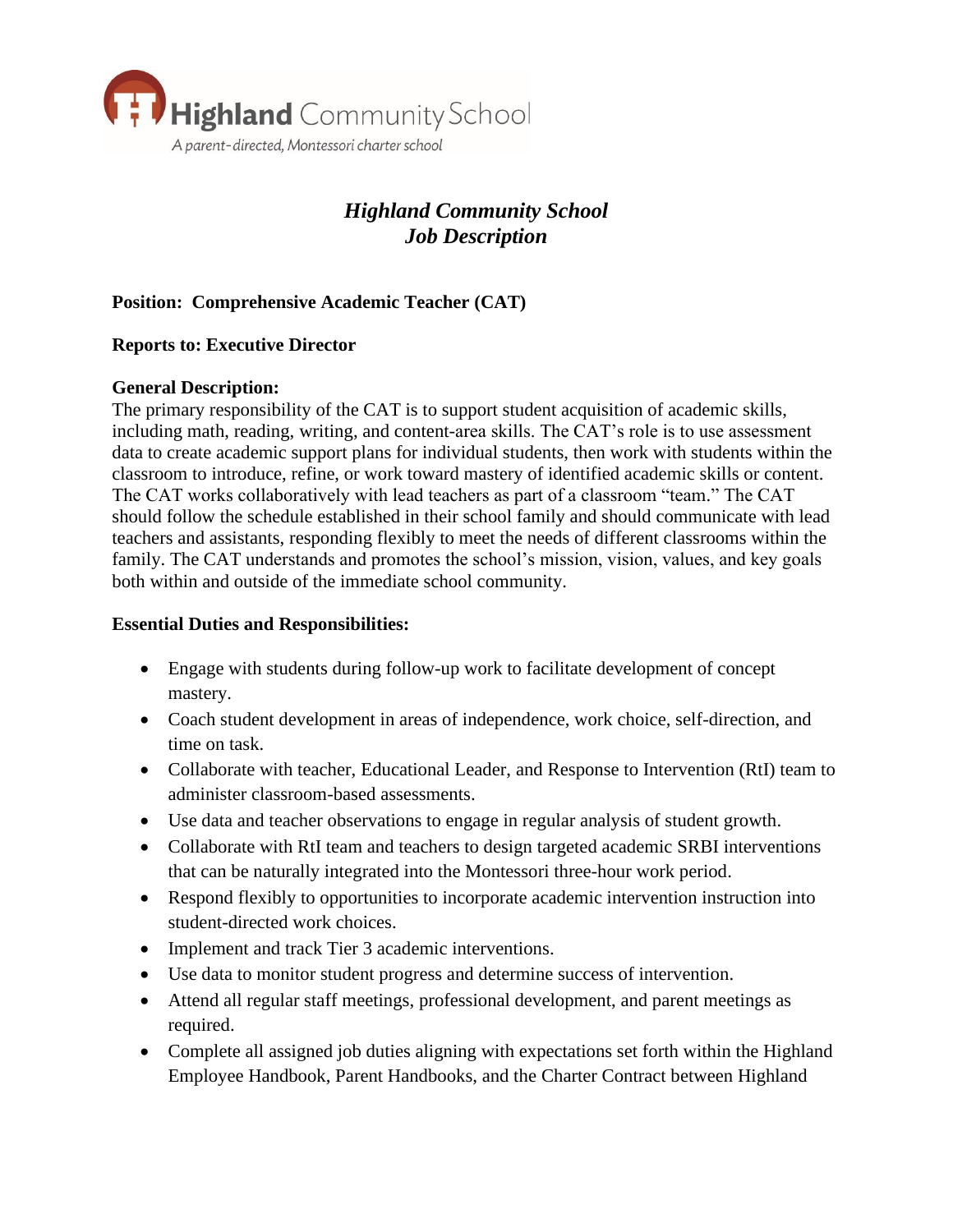Highland Community School

*A parent-directed, Montessori charter school*

# *Highland Community School*
# *Job Description*

**Position: Comprehensive Academic Teacher (CAT)**

**Reports to: Executive Director**

**General Description:**
The primary responsibility of the CAT is to support student acquisition of academic skills, including math, reading, writing, and content-area skills. The CAT's role is to use assessment data to create academic support plans for individual students, then work with students within the classroom to introduce, refine, or work toward mastery of identified academic skills or content. The CAT works collaboratively with lead teachers as part of a classroom "team." The CAT should follow the schedule established in their school family and should communicate with lead teachers and assistants, responding flexibly to meet the needs of different classrooms within the family. The CAT understands and promotes the school's mission, vision, values, and key goals both within and outside of the immediate school community.

**Essential Duties and Responsibilities:**

- Engage with students during follow-up work to facilitate development of concept mastery.
- Coach student development in areas of independence, work choice, self-direction, and time on task.
- Collaborate with teacher, Educational Leader, and Response to Intervention (RtI) team to administer classroom-based assessments.
- Use data and teacher observations to engage in regular analysis of student growth.
- Collaborate with RtI team and teachers to design targeted academic SRBI interventions that can be naturally integrated into the Montessori three-hour work period.
- Respond flexibly to opportunities to incorporate academic intervention instruction into student-directed work choices.
- Implement and track Tier 3 academic interventions.
- Use data to monitor student progress and determine success of intervention.
- Attend all regular staff meetings, professional development, and parent meetings as required.
- Complete all assigned job duties aligning with expectations set forth within the Highland Employee Handbook, Parent Handbooks, and the Charter Contract between Highland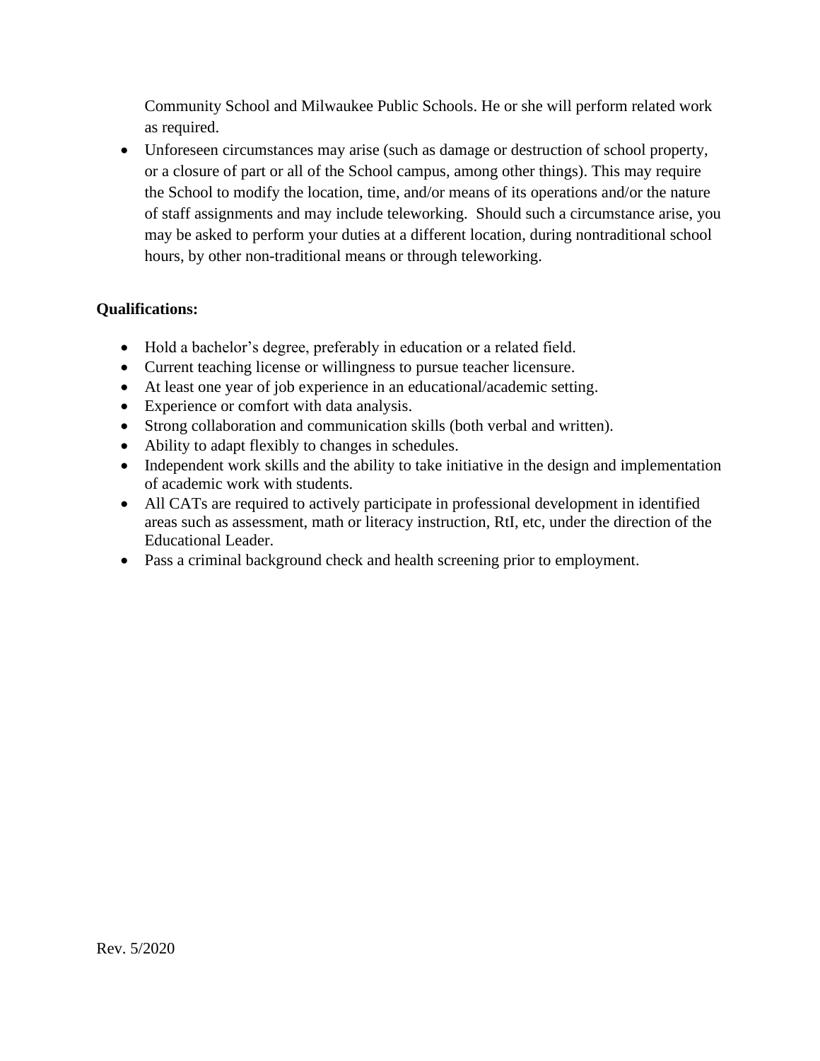Community School and Milwaukee Public Schools. He or she will perform related work as required.

- Unforeseen circumstances may arise (such as damage or destruction of school property, or a closure of part or all of the School campus, among other things). This may require the School to modify the location, time, and/or means of its operations and/or the nature of staff assignments and may include teleworking. Should such a circumstance arise, you may be asked to perform your duties at a different location, during nontraditional school hours, by other non-traditional means or through teleworking.

**Qualifications:**

- Hold a bachelor's degree, preferably in education or a related field.
- Current teaching license or willingness to pursue teacher licensure.
- At least one year of job experience in an educational/academic setting.
- Experience or comfort with data analysis.
- Strong collaboration and communication skills (both verbal and written).
- Ability to adapt flexibly to changes in schedules.
- Independent work skills and the ability to take initiative in the design and implementation of academic work with students.
- All CATs are required to actively participate in professional development in identified areas such as assessment, math or literacy instruction, RtI, etc, under the direction of the Educational Leader.
- Pass a criminal background check and health screening prior to employment.

Rev. 5/2020